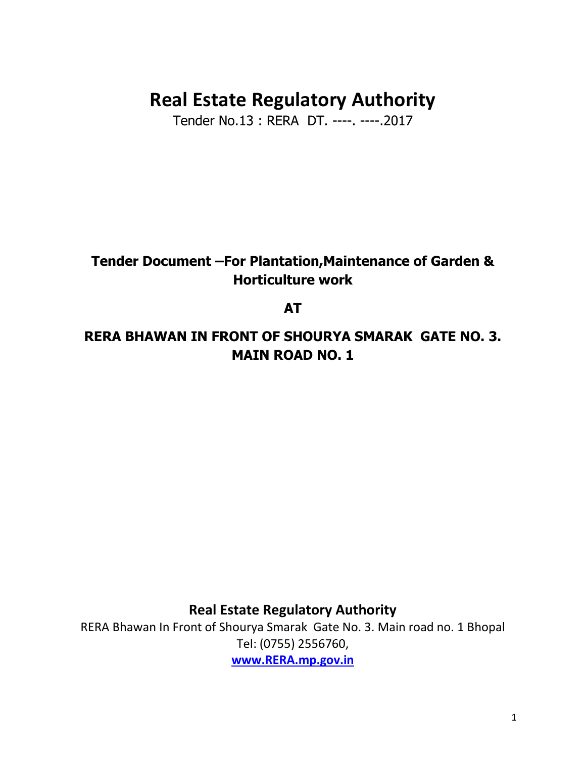# Real Estate Regulatory Authority

Tender No.13 : RERA DT. ----. ----.2017

## Tender Document –For Plantation,Maintenance of Garden & Horticulture work

## AT

## RERA BHAWAN IN FRONT OF SHOURYA SMARAK GATE NO. 3. MAIN ROAD NO. 1

**Real Estate Regulatory Authority**

RERA Bhawan In Front of Shourya Smarak Gate No. 3. Main road no. 1 Bhopal

Tel: (0755) 2556760,

**www.RERA.mp.gov.in**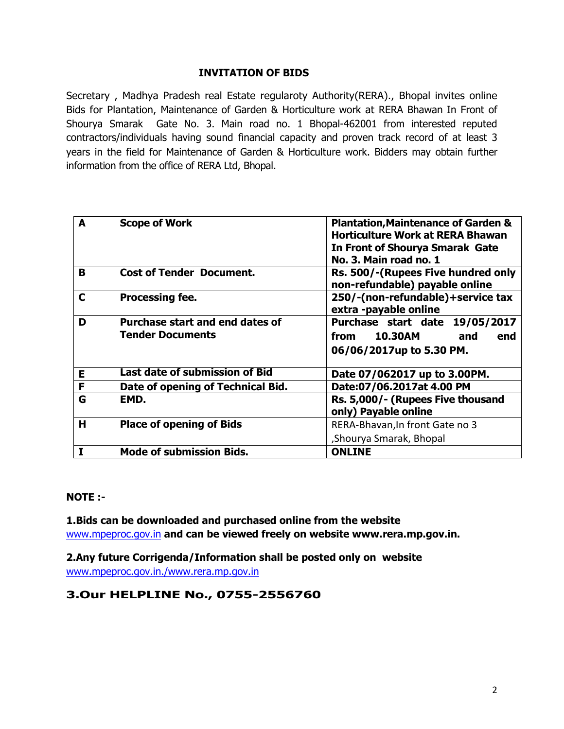## INVITATION OF BIDS

Secretary , Madhya Pradesh real Estate regularoty Authority(RERA)., Bhopal invites online Bids for Plantation, Maintenance of Garden & Horticulture work at RERA Bhawan In Front of Shourya Smarak Gate No. 3. Main road no. 1 Bhopal-462001 from interested reputed contractors/individuals having sound financial capacity and proven track record of at least 3 years in the field for Maintenance of Garden & Horticulture work. Bidders may obtain further information from the office of RERA Ltd, Bhopal.

| | | |
|---|---|---|
| **A** | **Scope of Work** | **Plantation,Maintenance of Garden & Horticulture Work at RERA Bhawan In Front of Shourya Smarak Gate No. 3. Main road no. 1** |
| **B** | **Cost of Tender Document.** | **Rs. 500/-(Rupees Five hundred only non-refundable) payable online** |
| **C** | **Processing fee.** | **250/-(non-refundable)+service tax extra -payable online** |
| **D** | **Purchase start and end dates of Tender Documents** | **Purchase start date 19/05/2017 from 10.30AM and end 06/06/2017up to 5.30 PM.** |
| **E** | **Last date of submission of Bid** | **Date 07/062017 up to 3.00PM.** |
| **F** | **Date of opening of Technical Bid.** | **Date:07/06.2017at 4.00 PM** |
| **G** | **EMD.** | **Rs. 5,000/- (Rupees Five thousand only) Payable online** |
| **H** | **Place of opening of Bids** | RERA-Bhavan,In front Gate no 3 ,Shourya Smarak, Bhopal |
| **I** | **Mode of submission Bids.** | **ONLINE** |

**NOTE :-**

**1.Bids can be downloaded and purchased online from the website** www.mpeproc.gov.in **and can be viewed freely on website www.rera.mp.gov.in.**

**2.Any future Corrigenda/Information shall be posted only on website** www.mpeproc.gov.in./www.rera.mp.gov.in

### 3.Our HELPLINE No., 0755-2556760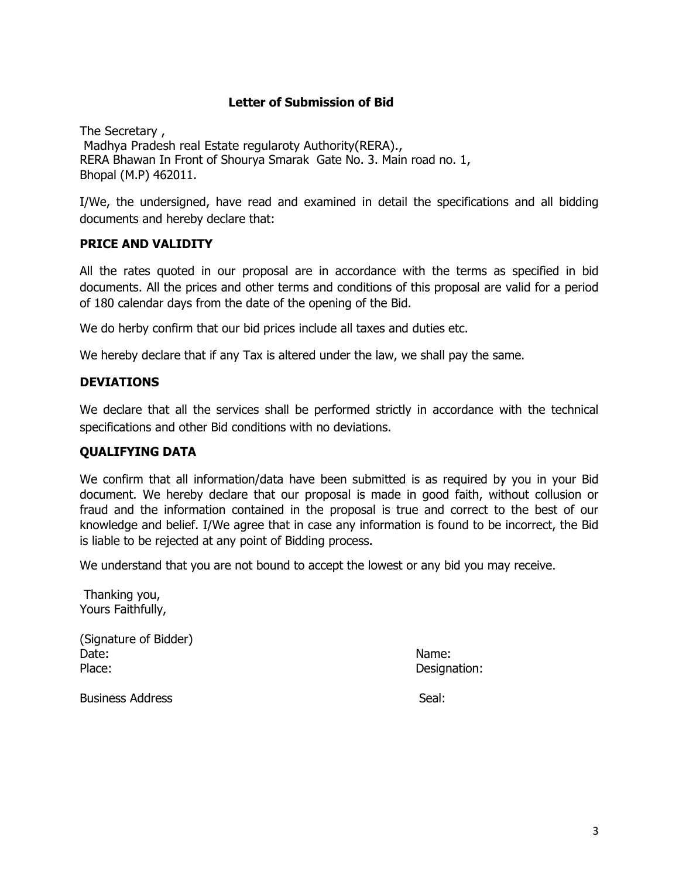# Letter of Submission of Bid

The Secretary ,
Madhya Pradesh real Estate regularoty Authority(RERA).,
RERA Bhawan In Front of Shourya Smarak Gate No. 3. Main road no. 1,
Bhopal (M.P) 462011.

I/We, the undersigned, have read and examined in detail the specifications and all bidding documents and hereby declare that:

## PRICE AND VALIDITY

All the rates quoted in our proposal are in accordance with the terms as specified in bid documents. All the prices and other terms and conditions of this proposal are valid for a period of 180 calendar days from the date of the opening of the Bid.

We do herby confirm that our bid prices include all taxes and duties etc.

We hereby declare that if any Tax is altered under the law, we shall pay the same.

## DEVIATIONS

We declare that all the services shall be performed strictly in accordance with the technical specifications and other Bid conditions with no deviations.

## QUALIFYING DATA

We confirm that all information/data have been submitted is as required by you in your Bid document. We hereby declare that our proposal is made in good faith, without collusion or fraud and the information contained in the proposal is true and correct to the best of our knowledge and belief. I/We agree that in case any information is found to be incorrect, the Bid is liable to be rejected at any point of Bidding process.

We understand that you are not bound to accept the lowest or any bid you may receive.

Thanking you,
Yours Faithfully,

(Signature of Bidder)

Date:

Place:

Business Address

Name:

Designation:

Seal: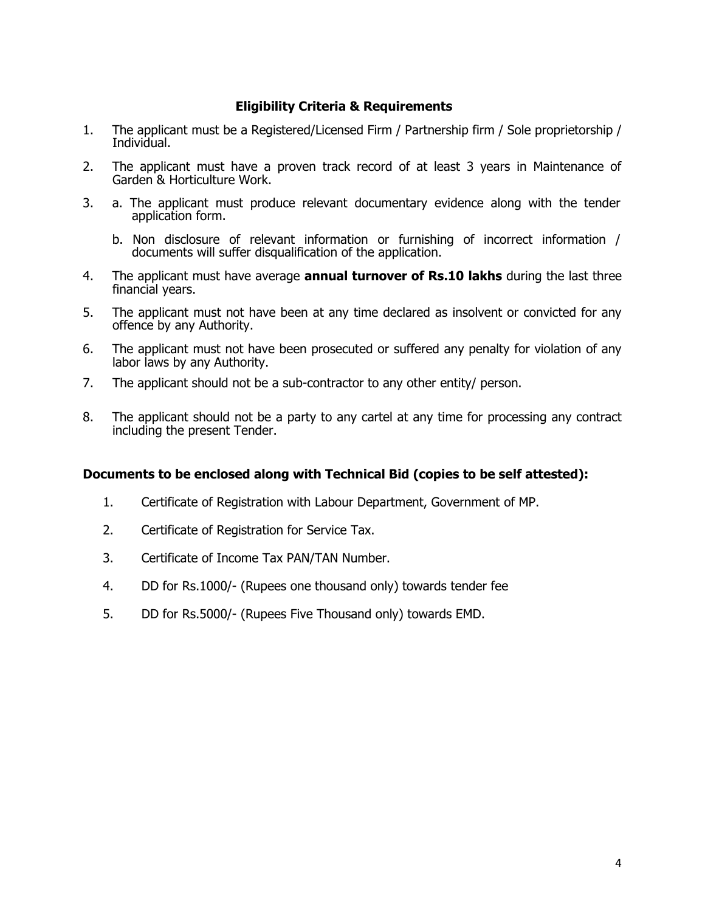## Eligibility Criteria & Requirements

1. The applicant must be a Registered/Licensed Firm / Partnership firm / Sole proprietorship / Individual.
2. The applicant must have a proven track record of at least 3 years in Maintenance of Garden & Horticulture Work.
3. a. The applicant must produce relevant documentary evidence along with the tender application form.

   b. Non disclosure of relevant information or furnishing of incorrect information / documents will suffer disqualification of the application.
4. The applicant must have average **annual turnover of Rs.10 lakhs** during the last three financial years.
5. The applicant must not have been at any time declared as insolvent or convicted for any offence by any Authority.
6. The applicant must not have been prosecuted or suffered any penalty for violation of any labor laws by any Authority.
7. The applicant should not be a sub-contractor to any other entity/ person.
8. The applicant should not be a party to any cartel at any time for processing any contract including the present Tender.

### Documents to be enclosed along with Technical Bid (copies to be self attested):

1. Certificate of Registration with Labour Department, Government of MP.
2. Certificate of Registration for Service Tax.
3. Certificate of Income Tax PAN/TAN Number.
4. DD for Rs.1000/- (Rupees one thousand only) towards tender fee
5. DD for Rs.5000/- (Rupees Five Thousand only) towards EMD.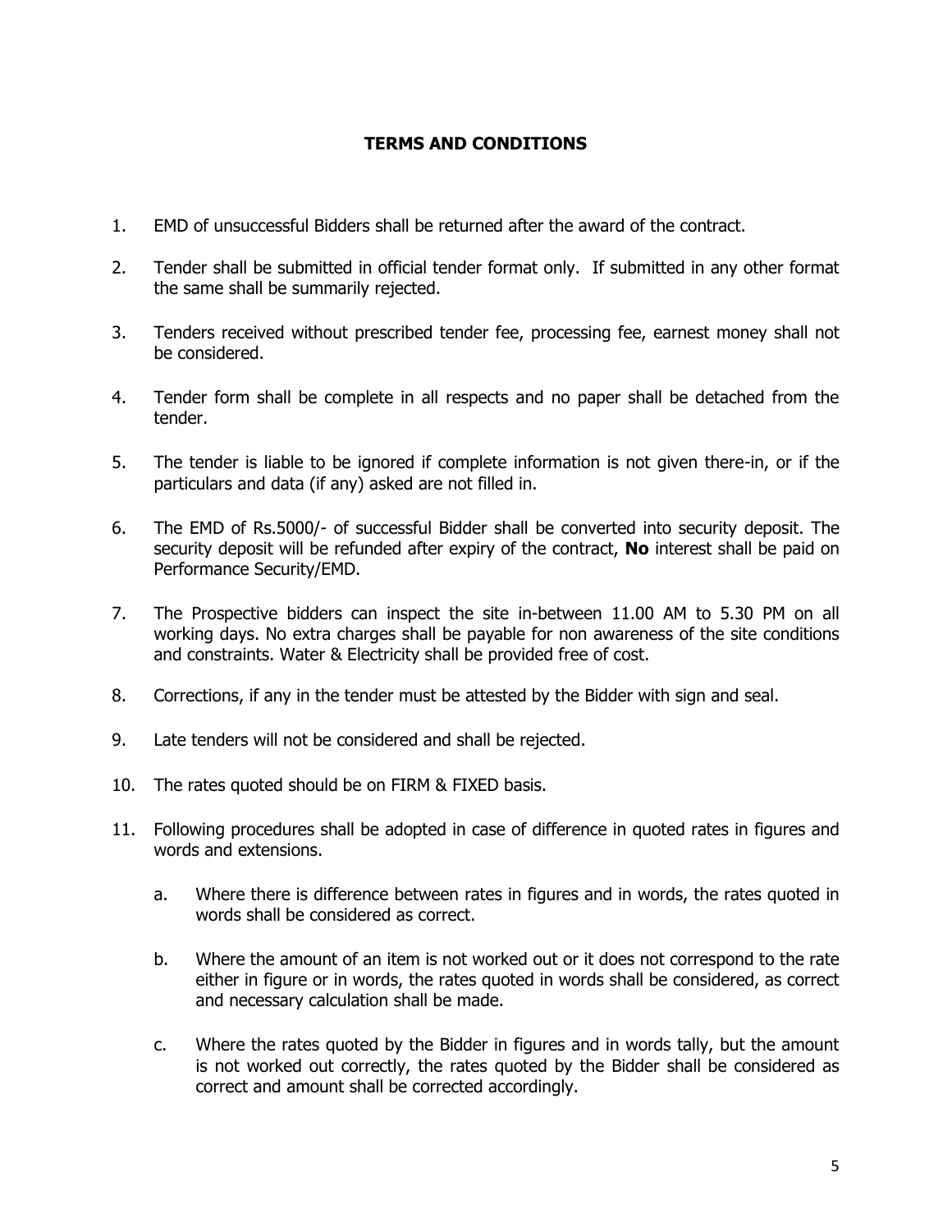## TERMS AND CONDITIONS

1. EMD of unsuccessful Bidders shall be returned after the award of the contract.

2. Tender shall be submitted in official tender format only. If submitted in any other format the same shall be summarily rejected.

3. Tenders received without prescribed tender fee, processing fee, earnest money shall not be considered.

4. Tender form shall be complete in all respects and no paper shall be detached from the tender.

5. The tender is liable to be ignored if complete information is not given there-in, or if the particulars and data (if any) asked are not filled in.

6. The EMD of Rs.5000/- of successful Bidder shall be converted into security deposit. The security deposit will be refunded after expiry of the contract, **No** interest shall be paid on Performance Security/EMD.

7. The Prospective bidders can inspect the site in-between 11.00 AM to 5.30 PM on all working days. No extra charges shall be payable for non awareness of the site conditions and constraints. Water & Electricity shall be provided free of cost.

8. Corrections, if any in the tender must be attested by the Bidder with sign and seal.

9. Late tenders will not be considered and shall be rejected.

10. The rates quoted should be on FIRM & FIXED basis.

11. Following procedures shall be adopted in case of difference in quoted rates in figures and words and extensions.

    a. Where there is difference between rates in figures and in words, the rates quoted in words shall be considered as correct.

    b. Where the amount of an item is not worked out or it does not correspond to the rate either in figure or in words, the rates quoted in words shall be considered, as correct and necessary calculation shall be made.

    c. Where the rates quoted by the Bidder in figures and in words tally, but the amount is not worked out correctly, the rates quoted by the Bidder shall be considered as correct and amount shall be corrected accordingly.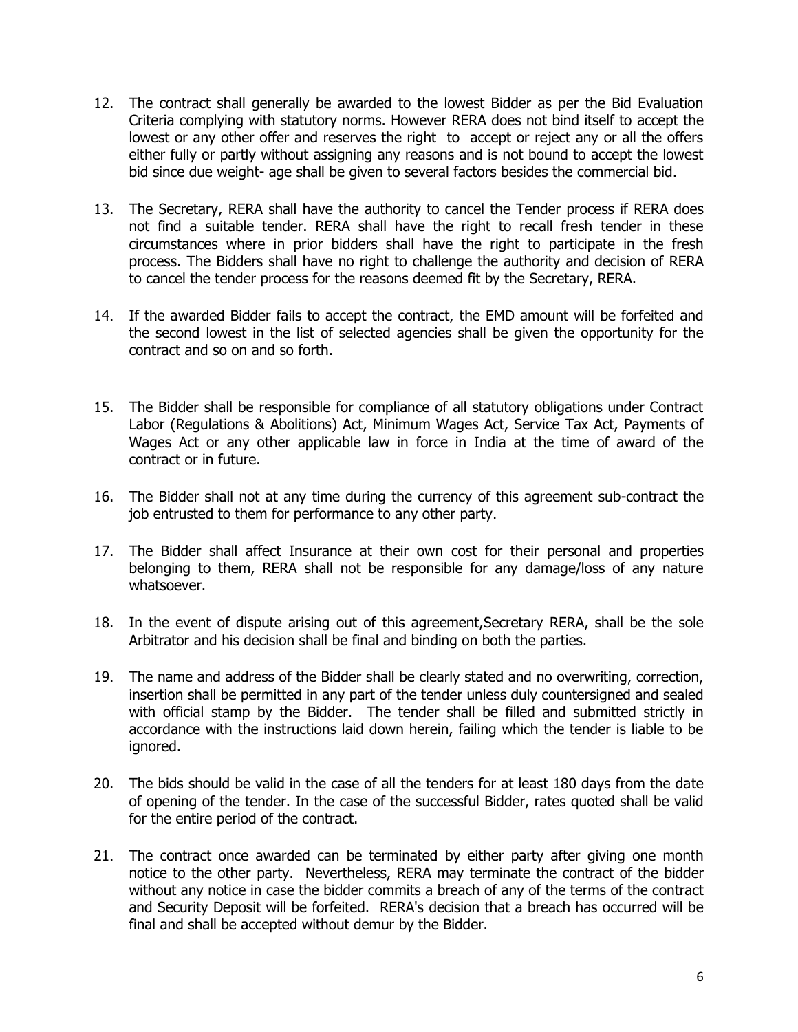12. The contract shall generally be awarded to the lowest Bidder as per the Bid Evaluation Criteria complying with statutory norms. However RERA does not bind itself to accept the lowest or any other offer and reserves the right to accept or reject any or all the offers either fully or partly without assigning any reasons and is not bound to accept the lowest bid since due weight- age shall be given to several factors besides the commercial bid.

13. The Secretary, RERA shall have the authority to cancel the Tender process if RERA does not find a suitable tender. RERA shall have the right to recall fresh tender in these circumstances where in prior bidders shall have the right to participate in the fresh process. The Bidders shall have no right to challenge the authority and decision of RERA to cancel the tender process for the reasons deemed fit by the Secretary, RERA.

14. If the awarded Bidder fails to accept the contract, the EMD amount will be forfeited and the second lowest in the list of selected agencies shall be given the opportunity for the contract and so on and so forth.

15. The Bidder shall be responsible for compliance of all statutory obligations under Contract Labor (Regulations & Abolitions) Act, Minimum Wages Act, Service Tax Act, Payments of Wages Act or any other applicable law in force in India at the time of award of the contract or in future.

16. The Bidder shall not at any time during the currency of this agreement sub-contract the job entrusted to them for performance to any other party.

17. The Bidder shall affect Insurance at their own cost for their personal and properties belonging to them, RERA shall not be responsible for any damage/loss of any nature whatsoever.

18. In the event of dispute arising out of this agreement,Secretary RERA, shall be the sole Arbitrator and his decision shall be final and binding on both the parties.

19. The name and address of the Bidder shall be clearly stated and no overwriting, correction, insertion shall be permitted in any part of the tender unless duly countersigned and sealed with official stamp by the Bidder. The tender shall be filled and submitted strictly in accordance with the instructions laid down herein, failing which the tender is liable to be ignored.

20. The bids should be valid in the case of all the tenders for at least 180 days from the date of opening of the tender. In the case of the successful Bidder, rates quoted shall be valid for the entire period of the contract.

21. The contract once awarded can be terminated by either party after giving one month notice to the other party. Nevertheless, RERA may terminate the contract of the bidder without any notice in case the bidder commits a breach of any of the terms of the contract and Security Deposit will be forfeited. RERA's decision that a breach has occurred will be final and shall be accepted without demur by the Bidder.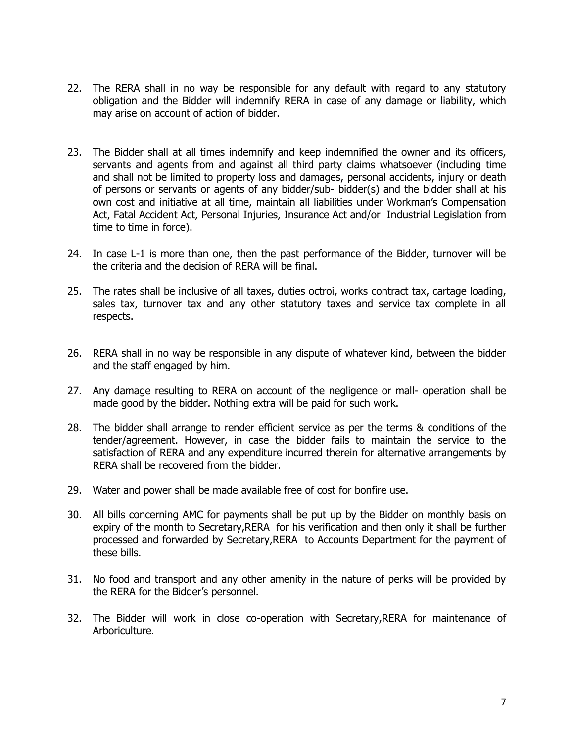22. The RERA shall in no way be responsible for any default with regard to any statutory obligation and the Bidder will indemnify RERA in case of any damage or liability, which may arise on account of action of bidder.

23. The Bidder shall at all times indemnify and keep indemnified the owner and its officers, servants and agents from and against all third party claims whatsoever (including time and shall not be limited to property loss and damages, personal accidents, injury or death of persons or servants or agents of any bidder/sub- bidder(s) and the bidder shall at his own cost and initiative at all time, maintain all liabilities under Workman's Compensation Act, Fatal Accident Act, Personal Injuries, Insurance Act and/or Industrial Legislation from time to time in force).

24. In case L-1 is more than one, then the past performance of the Bidder, turnover will be the criteria and the decision of RERA will be final.

25. The rates shall be inclusive of all taxes, duties octroi, works contract tax, cartage loading, sales tax, turnover tax and any other statutory taxes and service tax complete in all respects.

26. RERA shall in no way be responsible in any dispute of whatever kind, between the bidder and the staff engaged by him.

27. Any damage resulting to RERA on account of the negligence or mall- operation shall be made good by the bidder. Nothing extra will be paid for such work.

28. The bidder shall arrange to render efficient service as per the terms & conditions of the tender/agreement. However, in case the bidder fails to maintain the service to the satisfaction of RERA and any expenditure incurred therein for alternative arrangements by RERA shall be recovered from the bidder.

29. Water and power shall be made available free of cost for bonfire use.

30. All bills concerning AMC for payments shall be put up by the Bidder on monthly basis on expiry of the month to Secretary,RERA for his verification and then only it shall be further processed and forwarded by Secretary,RERA to Accounts Department for the payment of these bills.

31. No food and transport and any other amenity in the nature of perks will be provided by the RERA for the Bidder's personnel.

32. The Bidder will work in close co-operation with Secretary,RERA for maintenance of Arboriculture.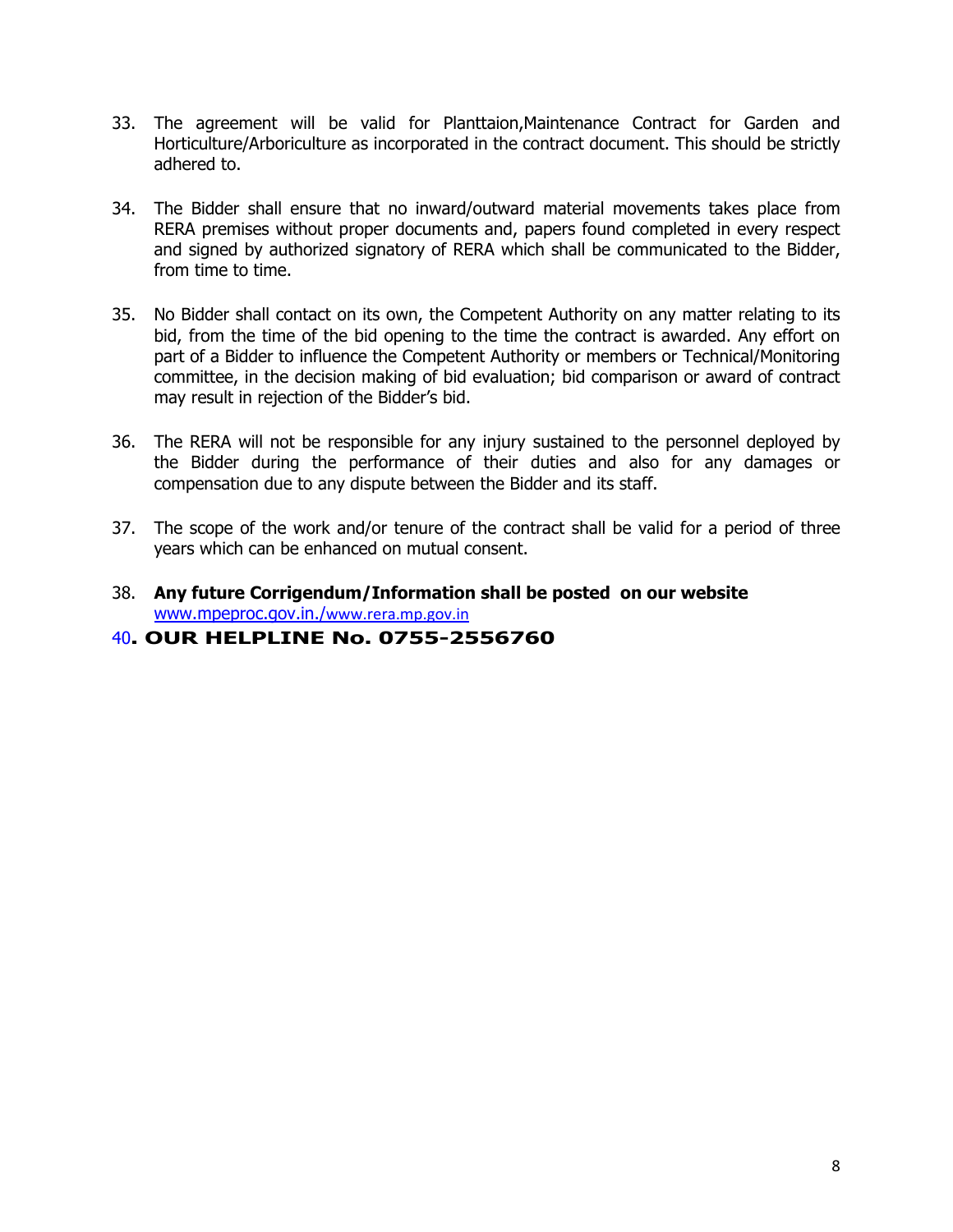33. The agreement will be valid for Planttaion,Maintenance Contract for Garden and Horticulture/Arboriculture as incorporated in the contract document. This should be strictly adhered to.

34. The Bidder shall ensure that no inward/outward material movements takes place from RERA premises without proper documents and, papers found completed in every respect and signed by authorized signatory of RERA which shall be communicated to the Bidder, from time to time.

35. No Bidder shall contact on its own, the Competent Authority on any matter relating to its bid, from the time of the bid opening to the time the contract is awarded. Any effort on part of a Bidder to influence the Competent Authority or members or Technical/Monitoring committee, in the decision making of bid evaluation; bid comparison or award of contract may result in rejection of the Bidder's bid.

36. The RERA will not be responsible for any injury sustained to the personnel deployed by the Bidder during the performance of their duties and also for any damages or compensation due to any dispute between the Bidder and its staff.

37. The scope of the work and/or tenure of the contract shall be valid for a period of three years which can be enhanced on mutual consent.

38. **Any future Corrigendum/Information shall be posted on our website** www.mpeproc.gov.in./www.rera.mp.gov.in

40**. OUR HELPLINE No. 0755-2556760**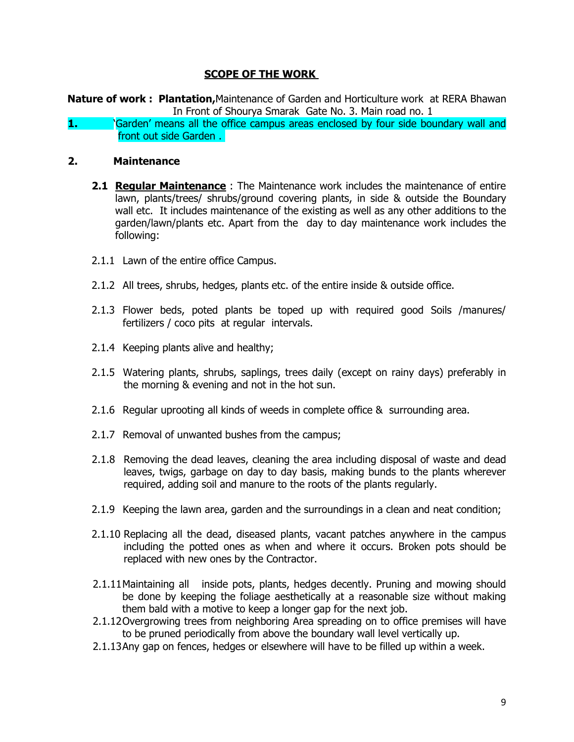## SCOPE OF THE WORK

**Nature of work : Plantation,**Maintenance of Garden and Horticulture work at RERA Bhawan In Front of Shourya Smarak Gate No. 3. Main road no. 1

**1.** 'Garden' means all the office campus areas enclosed by four side boundary wall and front out side Garden .

**2. Maintenance**

**2.1 Regular Maintenance** : The Maintenance work includes the maintenance of entire lawn, plants/trees/ shrubs/ground covering plants, in side & outside the Boundary wall etc. It includes maintenance of the existing as well as any other additions to the garden/lawn/plants etc. Apart from the day to day maintenance work includes the following:

2.1.1 Lawn of the entire office Campus.

2.1.2 All trees, shrubs, hedges, plants etc. of the entire inside & outside office.

2.1.3 Flower beds, poted plants be toped up with required good Soils /manures/ fertilizers / coco pits at regular intervals.

2.1.4 Keeping plants alive and healthy;

2.1.5 Watering plants, shrubs, saplings, trees daily (except on rainy days) preferably in the morning & evening and not in the hot sun.

2.1.6 Regular uprooting all kinds of weeds in complete office & surrounding area.

2.1.7 Removal of unwanted bushes from the campus;

2.1.8 Removing the dead leaves, cleaning the area including disposal of waste and dead leaves, twigs, garbage on day to day basis, making bunds to the plants wherever required, adding soil and manure to the roots of the plants regularly.

2.1.9 Keeping the lawn area, garden and the surroundings in a clean and neat condition;

2.1.10 Replacing all the dead, diseased plants, vacant patches anywhere in the campus including the potted ones as when and where it occurs. Broken pots should be replaced with new ones by the Contractor.

2.1.11 Maintaining all inside pots, plants, hedges decently. Pruning and mowing should be done by keeping the foliage aesthetically at a reasonable size without making them bald with a motive to keep a longer gap for the next job.

2.1.12 Overgrowing trees from neighboring Area spreading on to office premises will have to be pruned periodically from above the boundary wall level vertically up.

2.1.13 Any gap on fences, hedges or elsewhere will have to be filled up within a week.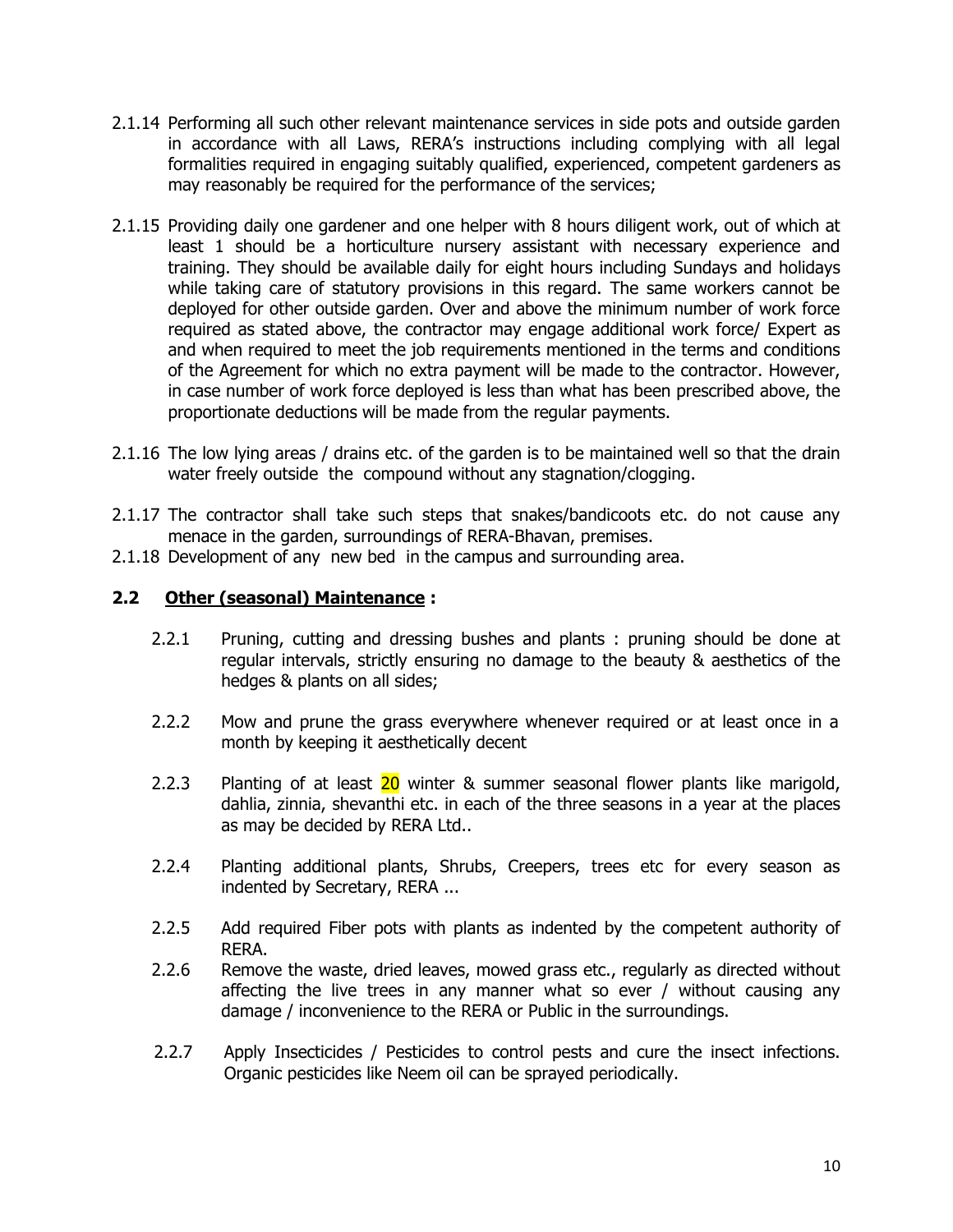2.1.14 Performing all such other relevant maintenance services in side pots and outside garden in accordance with all Laws, RERA's instructions including complying with all legal formalities required in engaging suitably qualified, experienced, competent gardeners as may reasonably be required for the performance of the services;

2.1.15 Providing daily one gardener and one helper with 8 hours diligent work, out of which at least 1 should be a horticulture nursery assistant with necessary experience and training. They should be available daily for eight hours including Sundays and holidays while taking care of statutory provisions in this regard. The same workers cannot be deployed for other outside garden. Over and above the minimum number of work force required as stated above, the contractor may engage additional work force/ Expert as and when required to meet the job requirements mentioned in the terms and conditions of the Agreement for which no extra payment will be made to the contractor. However, in case number of work force deployed is less than what has been prescribed above, the proportionate deductions will be made from the regular payments.

2.1.16 The low lying areas / drains etc. of the garden is to be maintained well so that the drain water freely outside the compound without any stagnation/clogging.

2.1.17 The contractor shall take such steps that snakes/bandicoots etc. do not cause any menace in the garden, surroundings of RERA-Bhavan, premises.

2.1.18 Development of any new bed in the campus and surrounding area.

## 2.2 Other (seasonal) Maintenance :

2.2.1 Pruning, cutting and dressing bushes and plants : pruning should be done at regular intervals, strictly ensuring no damage to the beauty & aesthetics of the hedges & plants on all sides;

2.2.2 Mow and prune the grass everywhere whenever required or at least once in a month by keeping it aesthetically decent

2.2.3 Planting of at least 20 winter & summer seasonal flower plants like marigold, dahlia, zinnia, shevanthi etc. in each of the three seasons in a year at the places as may be decided by RERA Ltd..

2.2.4 Planting additional plants, Shrubs, Creepers, trees etc for every season as indented by Secretary, RERA ...

2.2.5 Add required Fiber pots with plants as indented by the competent authority of RERA.

2.2.6 Remove the waste, dried leaves, mowed grass etc., regularly as directed without affecting the live trees in any manner what so ever / without causing any damage / inconvenience to the RERA or Public in the surroundings.

2.2.7 Apply Insecticides / Pesticides to control pests and cure the insect infections. Organic pesticides like Neem oil can be sprayed periodically.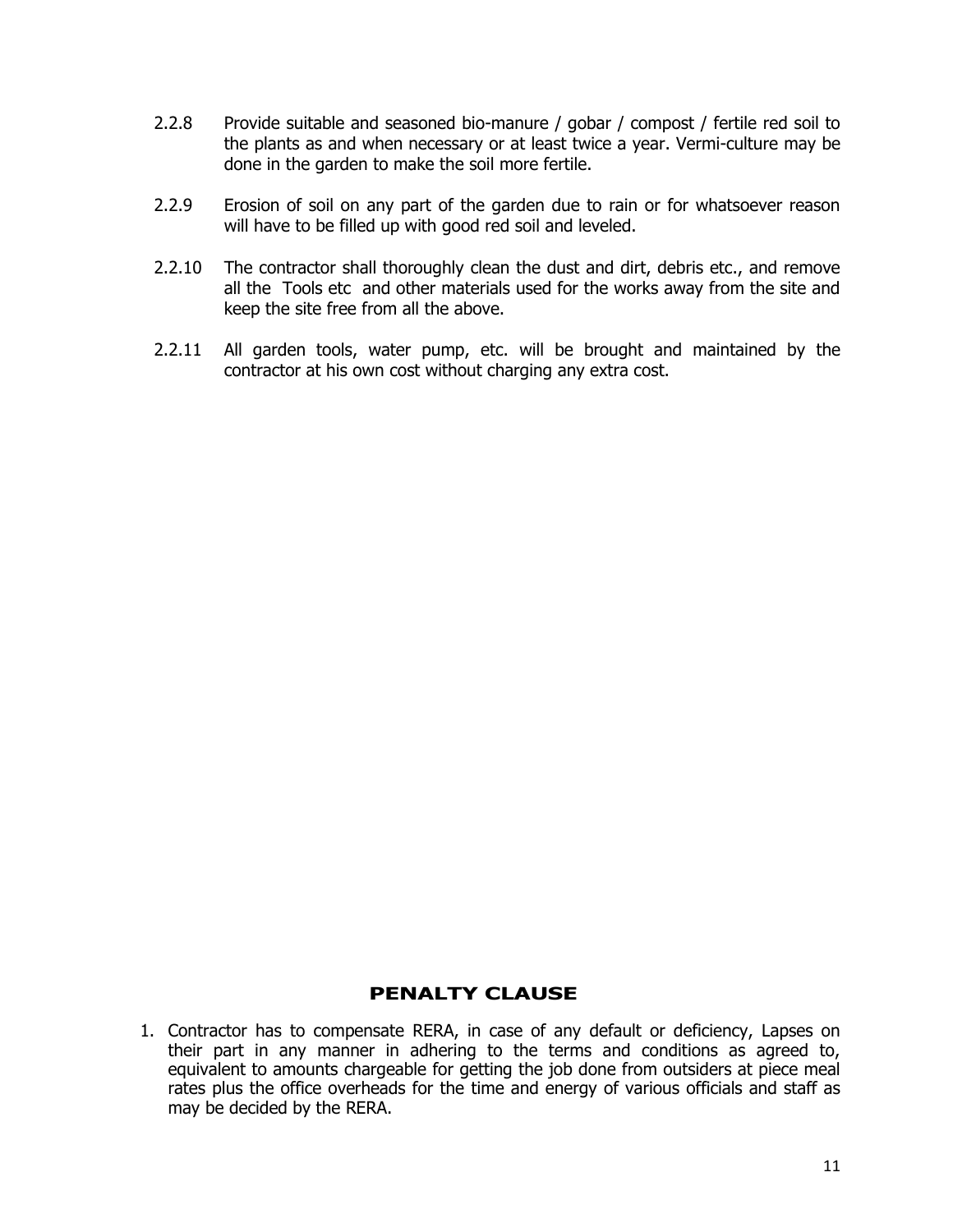2.2.8 Provide suitable and seasoned bio-manure / gobar / compost / fertile red soil to the plants as and when necessary or at least twice a year. Vermi-culture may be done in the garden to make the soil more fertile.

2.2.9 Erosion of soil on any part of the garden due to rain or for whatsoever reason will have to be filled up with good red soil and leveled.

2.2.10 The contractor shall thoroughly clean the dust and dirt, debris etc., and remove all the Tools etc and other materials used for the works away from the site and keep the site free from all the above.

2.2.11 All garden tools, water pump, etc. will be brought and maintained by the contractor at his own cost without charging any extra cost.

## PENALTY CLAUSE

1. Contractor has to compensate RERA, in case of any default or deficiency, Lapses on their part in any manner in adhering to the terms and conditions as agreed to, equivalent to amounts chargeable for getting the job done from outsiders at piece meal rates plus the office overheads for the time and energy of various officials and staff as may be decided by the RERA.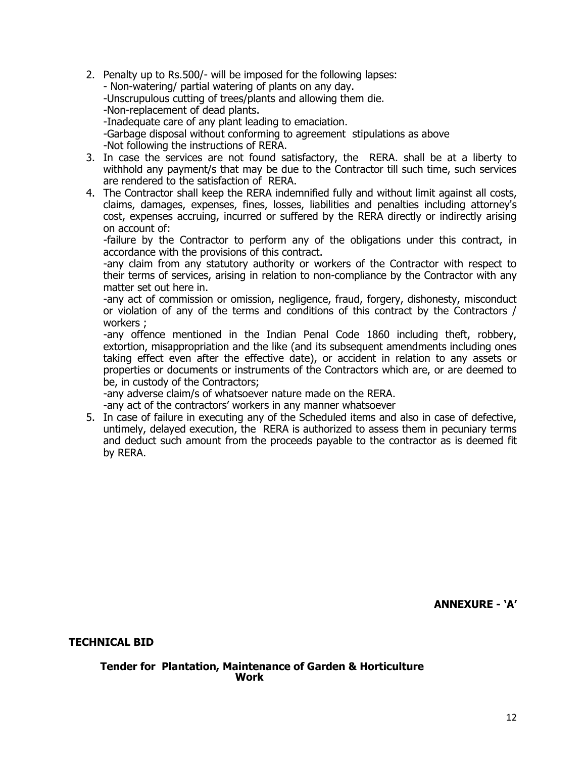2. Penalty up to Rs.500/- will be imposed for the following lapses:
   - Non-watering/ partial watering of plants on any day.
   -Unscrupulous cutting of trees/plants and allowing them die.
   -Non-replacement of dead plants.
   -Inadequate care of any plant leading to emaciation.
   -Garbage disposal without conforming to agreement stipulations as above
   -Not following the instructions of RERA.
3. In case the services are not found satisfactory, the RERA. shall be at a liberty to withhold any payment/s that may be due to the Contractor till such time, such services are rendered to the satisfaction of RERA.
4. The Contractor shall keep the RERA indemnified fully and without limit against all costs, claims, damages, expenses, fines, losses, liabilities and penalties including attorney's cost, expenses accruing, incurred or suffered by the RERA directly or indirectly arising on account of:
   -failure by the Contractor to perform any of the obligations under this contract, in accordance with the provisions of this contract.
   -any claim from any statutory authority or workers of the Contractor with respect to their terms of services, arising in relation to non-compliance by the Contractor with any matter set out here in.
   -any act of commission or omission, negligence, fraud, forgery, dishonesty, misconduct or violation of any of the terms and conditions of this contract by the Contractors / workers ;
   -any offence mentioned in the Indian Penal Code 1860 including theft, robbery, extortion, misappropriation and the like (and its subsequent amendments including ones taking effect even after the effective date), or accident in relation to any assets or properties or documents or instruments of the Contractors which are, or are deemed to be, in custody of the Contractors;
   -any adverse claim/s of whatsoever nature made on the RERA.
   -any act of the contractors' workers in any manner whatsoever
5. In case of failure in executing any of the Scheduled items and also in case of defective, untimely, delayed execution, the RERA is authorized to assess them in pecuniary terms and deduct such amount from the proceeds payable to the contractor as is deemed fit by RERA.

**ANNEXURE - 'A'**

**TECHNICAL BID**

**Tender for Plantation, Maintenance of Garden & Horticulture Work**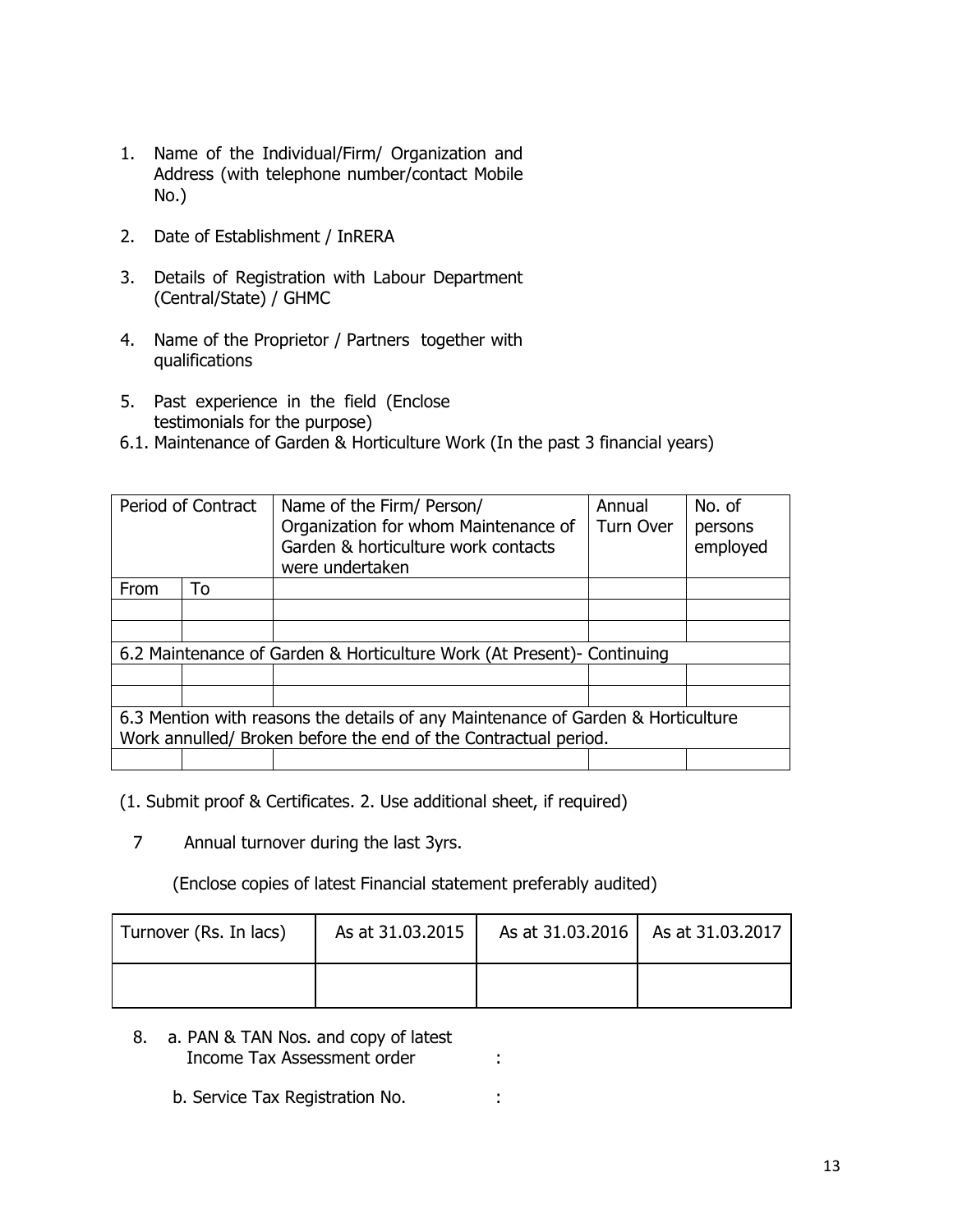1. Name of the Individual/Firm/ Organization and Address (with telephone number/contact Mobile No.)

2. Date of Establishment / InRERA

3. Details of Registration with Labour Department (Central/State) / GHMC

4. Name of the Proprietor / Partners together with qualifications

5. Past experience in the field (Enclose testimonials for the purpose)

6.1. Maintenance of Garden & Horticulture Work (In the past 3 financial years)

| Period of Contract | | Name of the Firm/ Person/ Organization for whom Maintenance of Garden & horticulture work contacts were undertaken | Annual Turn Over | No. of persons employed |
|---|---|---|---|---|
| From | To | | | |
| | | | | |
| | | | | |
| 6.2 Maintenance of Garden & Horticulture Work (At Present)- Continuing | | | | |
| | | | | |
| | | | | |
| 6.3 Mention with reasons the details of any Maintenance of Garden & Horticulture Work annulled/ Broken before the end of the Contractual period. | | | | |
| | | | | |

(1. Submit proof & Certificates. 2. Use additional sheet, if required)

7 Annual turnover during the last 3yrs.

(Enclose copies of latest Financial statement preferably audited)

| Turnover (Rs. In lacs) | As at 31.03.2015 | As at 31.03.2016 | As at 31.03.2017 |
|---|---|---|---|
| | | | |

8. a. PAN & TAN Nos. and copy of latest Income Tax Assessment order :

   b. Service Tax Registration No. :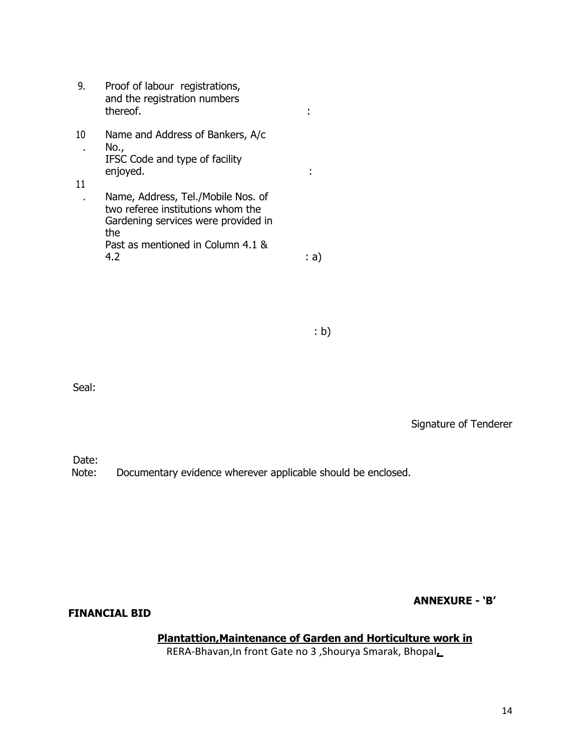9. Proof of labour registrations, and the registration numbers thereof. :

10. Name and Address of Bankers, A/c No., IFSC Code and type of facility enjoyed. :

11. Name, Address, Tel./Mobile Nos. of two referee institutions whom the Gardening services were provided in the Past as mentioned in Column 4.1 & 4.2 : a)

: b)

Seal:

Signature of Tenderer

Date:

Note: Documentary evidence wherever applicable should be enclosed.

**ANNEXURE - 'B'**

**FINANCIAL BID**

**<u>Plantattion,Maintenance of Garden and Horticulture work in</u>**
RERA-Bhavan,In front Gate no 3 ,Shourya Smarak, Bhopal,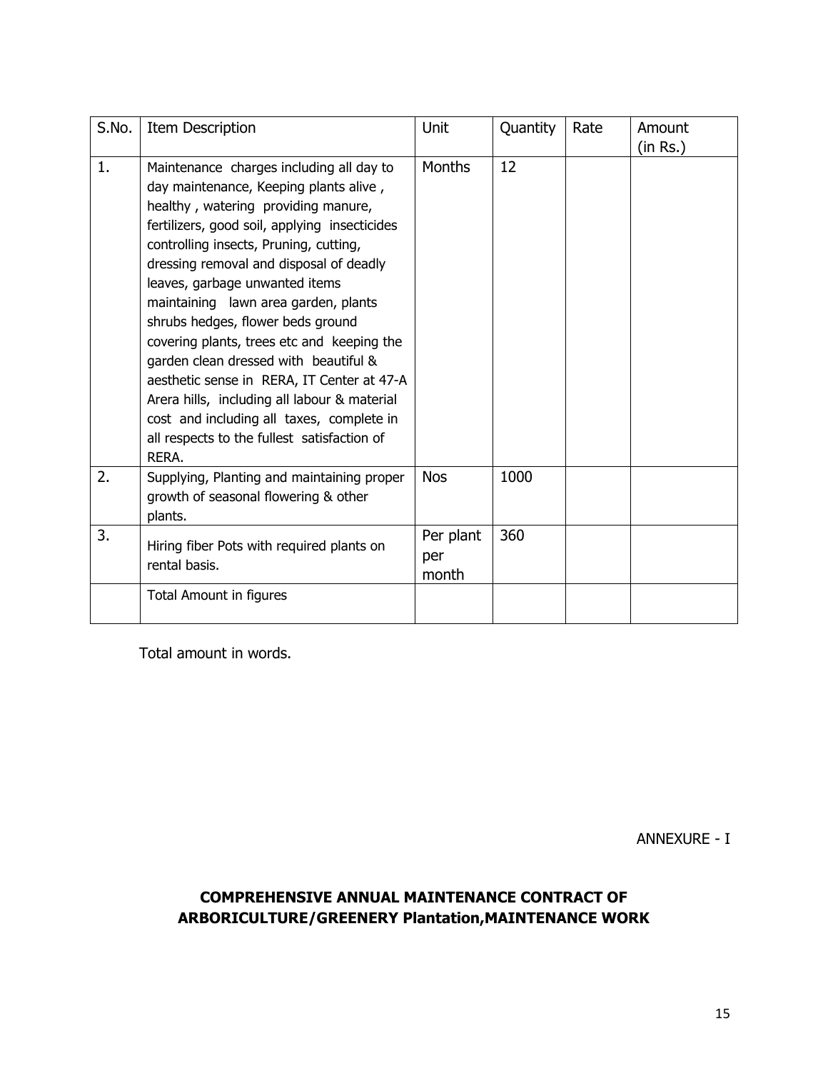| S.No. | Item Description | Unit | Quantity | Rate | Amount (in Rs.) |
|---|---|---|---|---|---|
| 1. | Maintenance charges including all day to day maintenance, Keeping plants alive , healthy , watering providing manure, fertilizers, good soil, applying insecticides controlling insects, Pruning, cutting, dressing removal and disposal of deadly leaves, garbage unwanted items maintaining lawn area garden, plants shrubs hedges, flower beds ground covering plants, trees etc and keeping the garden clean dressed with beautiful & aesthetic sense in RERA, IT Center at 47-A Arera hills, including all labour & material cost and including all taxes, complete in all respects to the fullest satisfaction of RERA. | Months | 12 | | |
| 2. | Supplying, Planting and maintaining proper growth of seasonal flowering & other plants. | Nos | 1000 | | |
| 3. | Hiring fiber Pots with required plants on rental basis. | Per plant per month | 360 | | |
| | Total Amount in figures | | | | |

Total amount in words.

ANNEXURE - I

## COMPREHENSIVE ANNUAL MAINTENANCE CONTRACT OF ARBORICULTURE/GREENERY Plantation,MAINTENANCE WORK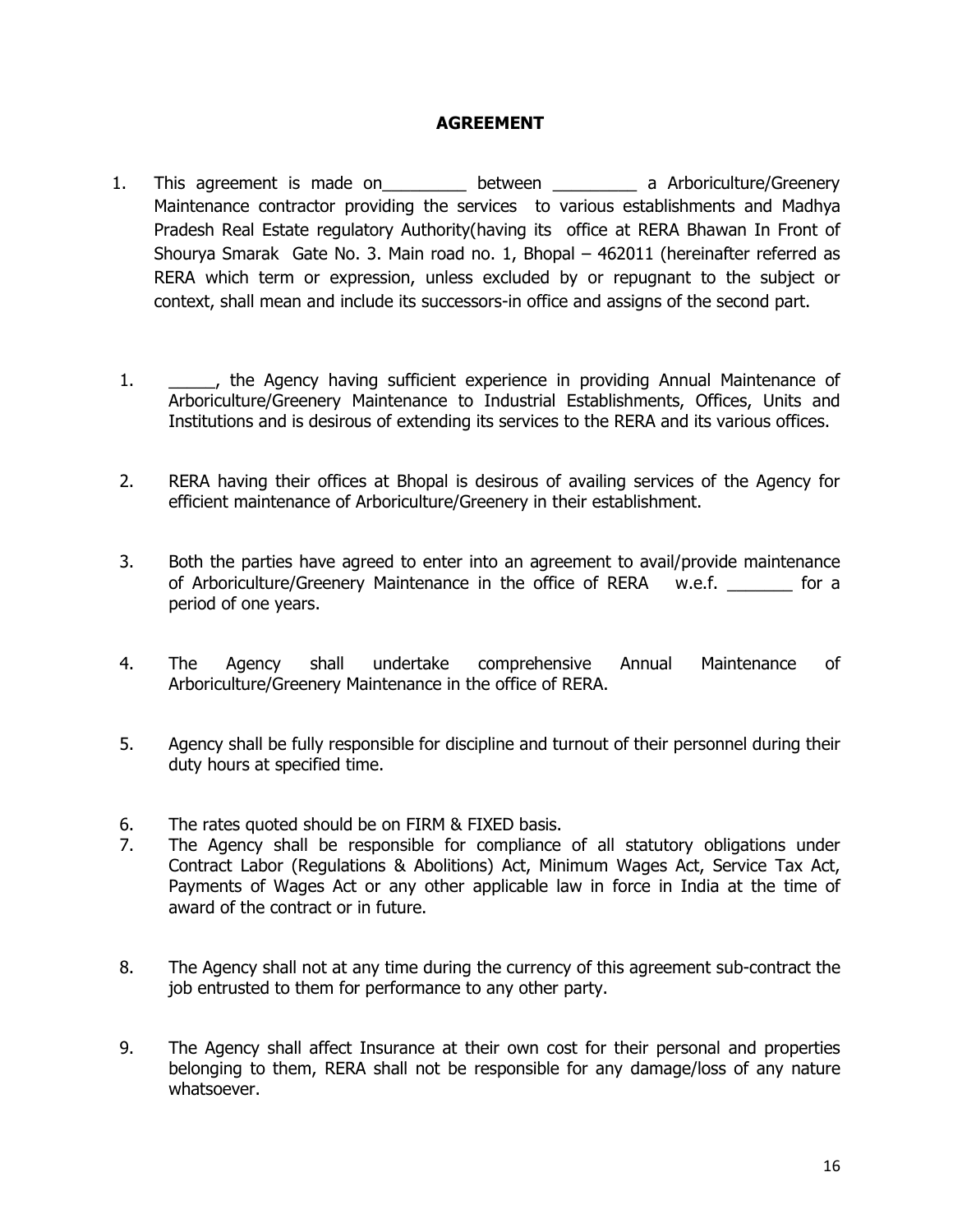**AGREEMENT**

1. This agreement is made on_________ between _________ a Arboriculture/Greenery Maintenance contractor providing the services to various establishments and Madhya Pradesh Real Estate regulatory Authority(having its office at RERA Bhawan In Front of Shourya Smarak Gate No. 3. Main road no. 1, Bhopal – 462011 (hereinafter referred as RERA which term or expression, unless excluded by or repugnant to the subject or context, shall mean and include its successors-in office and assigns of the second part.

1. _____, the Agency having sufficient experience in providing Annual Maintenance of Arboriculture/Greenery Maintenance to Industrial Establishments, Offices, Units and Institutions and is desirous of extending its services to the RERA and its various offices.

2. RERA having their offices at Bhopal is desirous of availing services of the Agency for efficient maintenance of Arboriculture/Greenery in their establishment.

3. Both the parties have agreed to enter into an agreement to avail/provide maintenance of Arboriculture/Greenery Maintenance in the office of RERA w.e.f. _______ for a period of one years.

4. The Agency shall undertake comprehensive Annual Maintenance of Arboriculture/Greenery Maintenance in the office of RERA.

5. Agency shall be fully responsible for discipline and turnout of their personnel during their duty hours at specified time.

6. The rates quoted should be on FIRM & FIXED basis.
7. The Agency shall be responsible for compliance of all statutory obligations under Contract Labor (Regulations & Abolitions) Act, Minimum Wages Act, Service Tax Act, Payments of Wages Act or any other applicable law in force in India at the time of award of the contract or in future.

8. The Agency shall not at any time during the currency of this agreement sub-contract the job entrusted to them for performance to any other party.

9. The Agency shall affect Insurance at their own cost for their personal and properties belonging to them, RERA shall not be responsible for any damage/loss of any nature whatsoever.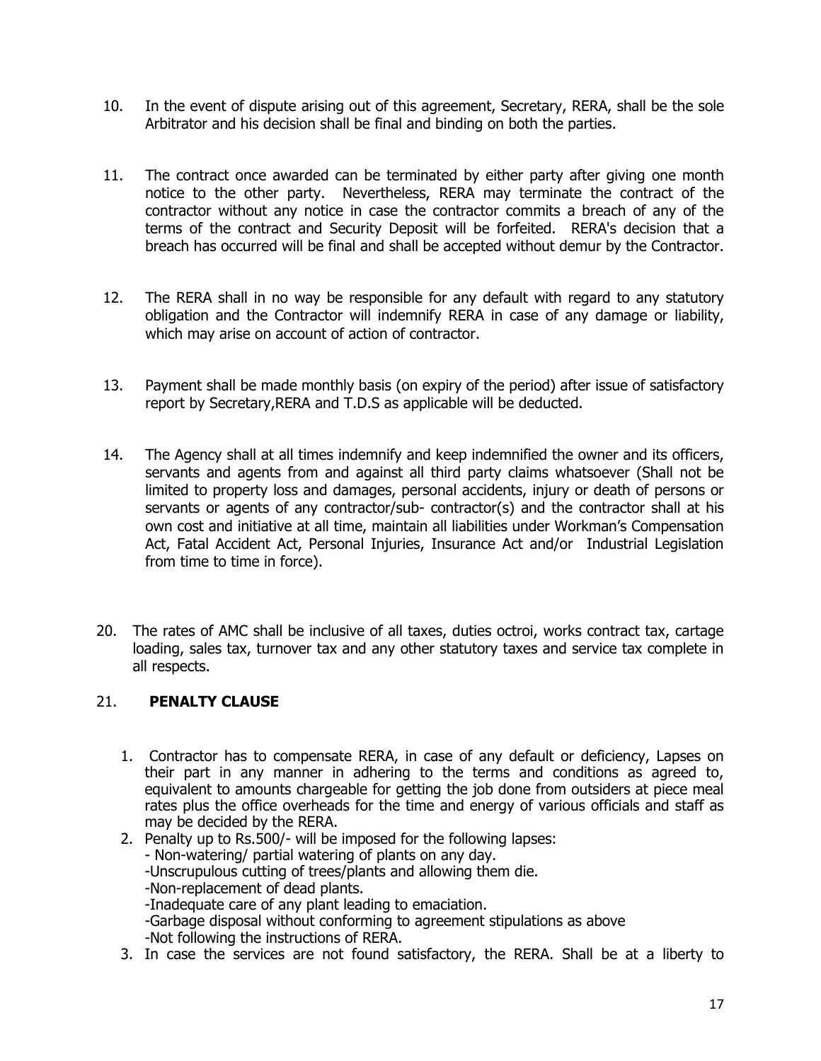10. In the event of dispute arising out of this agreement, Secretary, RERA, shall be the sole Arbitrator and his decision shall be final and binding on both the parties.

11. The contract once awarded can be terminated by either party after giving one month notice to the other party. Nevertheless, RERA may terminate the contract of the contractor without any notice in case the contractor commits a breach of any of the terms of the contract and Security Deposit will be forfeited. RERA's decision that a breach has occurred will be final and shall be accepted without demur by the Contractor.

12. The RERA shall in no way be responsible for any default with regard to any statutory obligation and the Contractor will indemnify RERA in case of any damage or liability, which may arise on account of action of contractor.

13. Payment shall be made monthly basis (on expiry of the period) after issue of satisfactory report by Secretary,RERA and T.D.S as applicable will be deducted.

14. The Agency shall at all times indemnify and keep indemnified the owner and its officers, servants and agents from and against all third party claims whatsoever (Shall not be limited to property loss and damages, personal accidents, injury or death of persons or servants or agents of any contractor/sub- contractor(s) and the contractor shall at his own cost and initiative at all time, maintain all liabilities under Workman's Compensation Act, Fatal Accident Act, Personal Injuries, Insurance Act and/or Industrial Legislation from time to time in force).

20. The rates of AMC shall be inclusive of all taxes, duties octroi, works contract tax, cartage loading, sales tax, turnover tax and any other statutory taxes and service tax complete in all respects.

21. **PENALTY CLAUSE**

1. Contractor has to compensate RERA, in case of any default or deficiency, Lapses on their part in any manner in adhering to the terms and conditions as agreed to, equivalent to amounts chargeable for getting the job done from outsiders at piece meal rates plus the office overheads for the time and energy of various officials and staff as may be decided by the RERA.
2. Penalty up to Rs.500/- will be imposed for the following lapses:
   - Non-watering/ partial watering of plants on any day.
   - Unscrupulous cutting of trees/plants and allowing them die.
   - Non-replacement of dead plants.
   - Inadequate care of any plant leading to emaciation.
   - Garbage disposal without conforming to agreement stipulations as above
   - Not following the instructions of RERA.
3. In case the services are not found satisfactory, the RERA. Shall be at a liberty to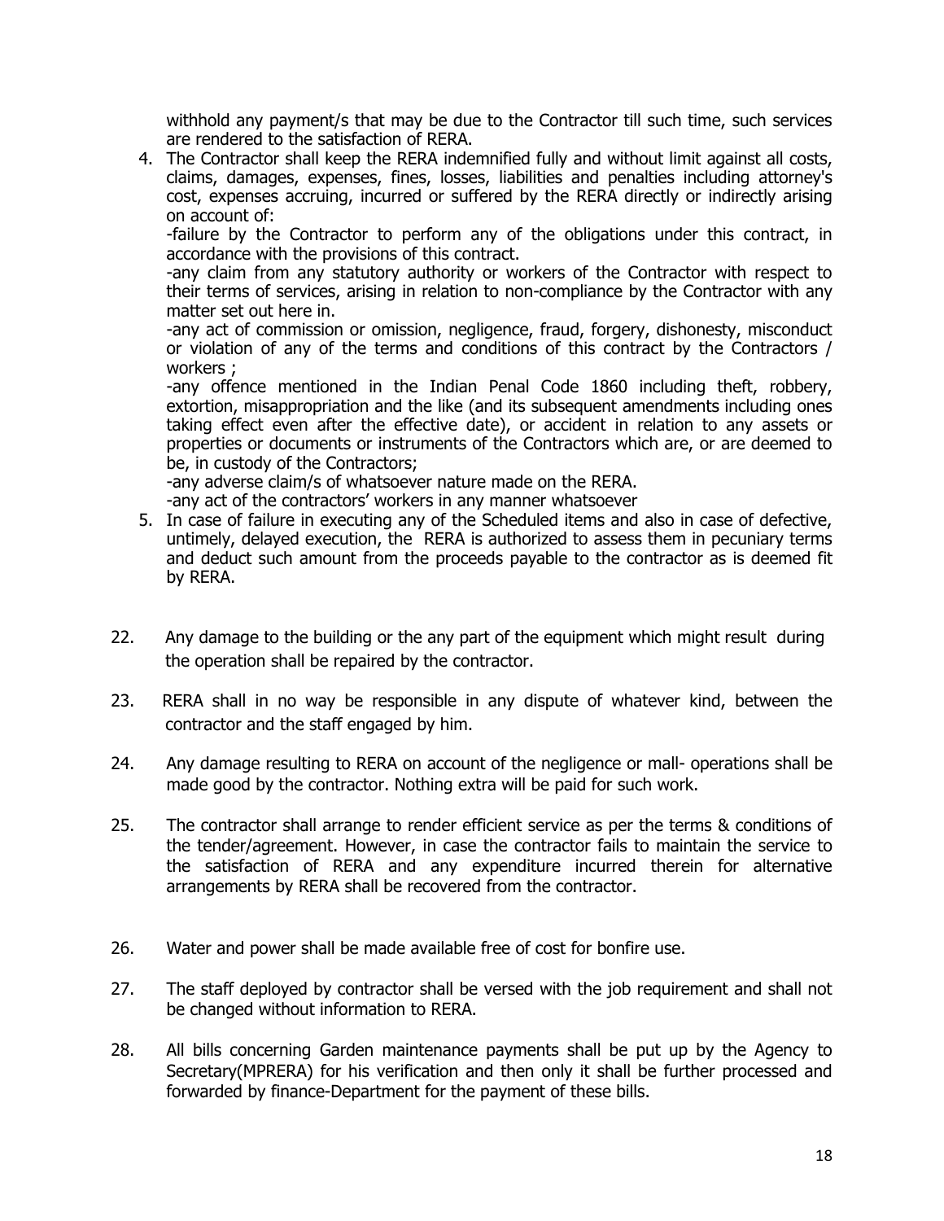withhold any payment/s that may be due to the Contractor till such time, such services are rendered to the satisfaction of RERA.

4. The Contractor shall keep the RERA indemnified fully and without limit against all costs, claims, damages, expenses, fines, losses, liabilities and penalties including attorney's cost, expenses accruing, incurred or suffered by the RERA directly or indirectly arising on account of:

   -failure by the Contractor to perform any of the obligations under this contract, in accordance with the provisions of this contract.

   -any claim from any statutory authority or workers of the Contractor with respect to their terms of services, arising in relation to non-compliance by the Contractor with any matter set out here in.

   -any act of commission or omission, negligence, fraud, forgery, dishonesty, misconduct or violation of any of the terms and conditions of this contract by the Contractors / workers ;

   -any offence mentioned in the Indian Penal Code 1860 including theft, robbery, extortion, misappropriation and the like (and its subsequent amendments including ones taking effect even after the effective date), or accident in relation to any assets or properties or documents or instruments of the Contractors which are, or are deemed to be, in custody of the Contractors;

   -any adverse claim/s of whatsoever nature made on the RERA.

   -any act of the contractors' workers in any manner whatsoever

5. In case of failure in executing any of the Scheduled items and also in case of defective, untimely, delayed execution, the RERA is authorized to assess them in pecuniary terms and deduct such amount from the proceeds payable to the contractor as is deemed fit by RERA.

22. Any damage to the building or the any part of the equipment which might result during the operation shall be repaired by the contractor.

23. RERA shall in no way be responsible in any dispute of whatever kind, between the contractor and the staff engaged by him.

24. Any damage resulting to RERA on account of the negligence or mall- operations shall be made good by the contractor. Nothing extra will be paid for such work.

25. The contractor shall arrange to render efficient service as per the terms & conditions of the tender/agreement. However, in case the contractor fails to maintain the service to the satisfaction of RERA and any expenditure incurred therein for alternative arrangements by RERA shall be recovered from the contractor.

26. Water and power shall be made available free of cost for bonfire use.

27. The staff deployed by contractor shall be versed with the job requirement and shall not be changed without information to RERA.

28. All bills concerning Garden maintenance payments shall be put up by the Agency to Secretary(MPRERA) for his verification and then only it shall be further processed and forwarded by finance-Department for the payment of these bills.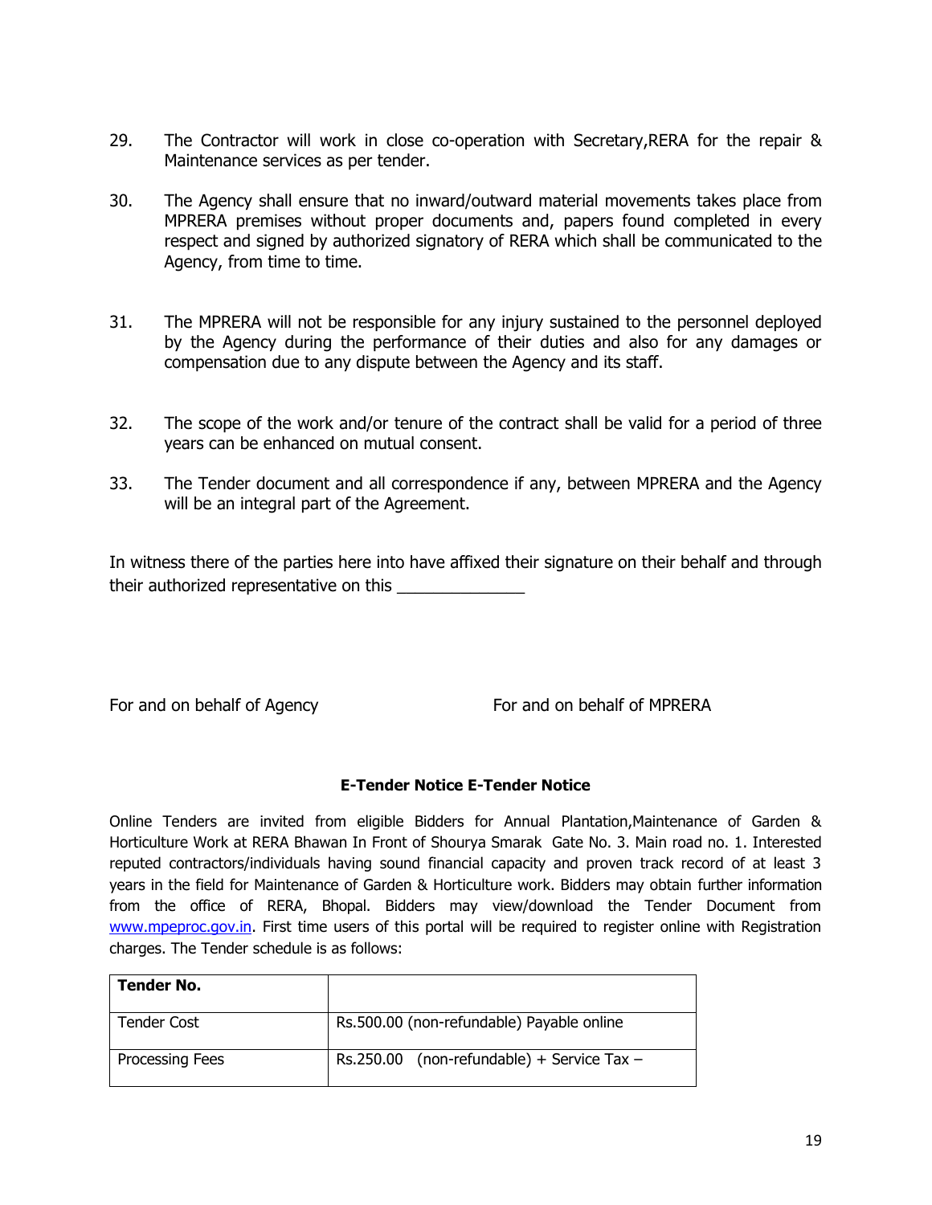29. The Contractor will work in close co-operation with Secretary,RERA for the repair & Maintenance services as per tender.

30. The Agency shall ensure that no inward/outward material movements takes place from MPRERA premises without proper documents and, papers found completed in every respect and signed by authorized signatory of RERA which shall be communicated to the Agency, from time to time.

31. The MPRERA will not be responsible for any injury sustained to the personnel deployed by the Agency during the performance of their duties and also for any damages or compensation due to any dispute between the Agency and its staff.

32. The scope of the work and/or tenure of the contract shall be valid for a period of three years can be enhanced on mutual consent.

33. The Tender document and all correspondence if any, between MPRERA and the Agency will be an integral part of the Agreement.

In witness there of the parties here into have affixed their signature on their behalf and through their authorized representative on this ______________

For and on behalf of Agency

For and on behalf of MPRERA

**E-Tender Notice E-Tender Notice**

Online Tenders are invited from eligible Bidders for Annual Plantation,Maintenance of Garden & Horticulture Work at RERA Bhawan In Front of Shourya Smarak Gate No. 3. Main road no. 1. Interested reputed contractors/individuals having sound financial capacity and proven track record of at least 3 years in the field for Maintenance of Garden & Horticulture work. Bidders may obtain further information from the office of RERA, Bhopal. Bidders may view/download the Tender Document from www.mpeproc.gov.in. First time users of this portal will be required to register online with Registration charges. The Tender schedule is as follows:

| **Tender No.** | |
|---|---|
| Tender Cost | Rs.500.00 (non-refundable) Payable online |
| Processing Fees | Rs.250.00 (non-refundable) + Service Tax – |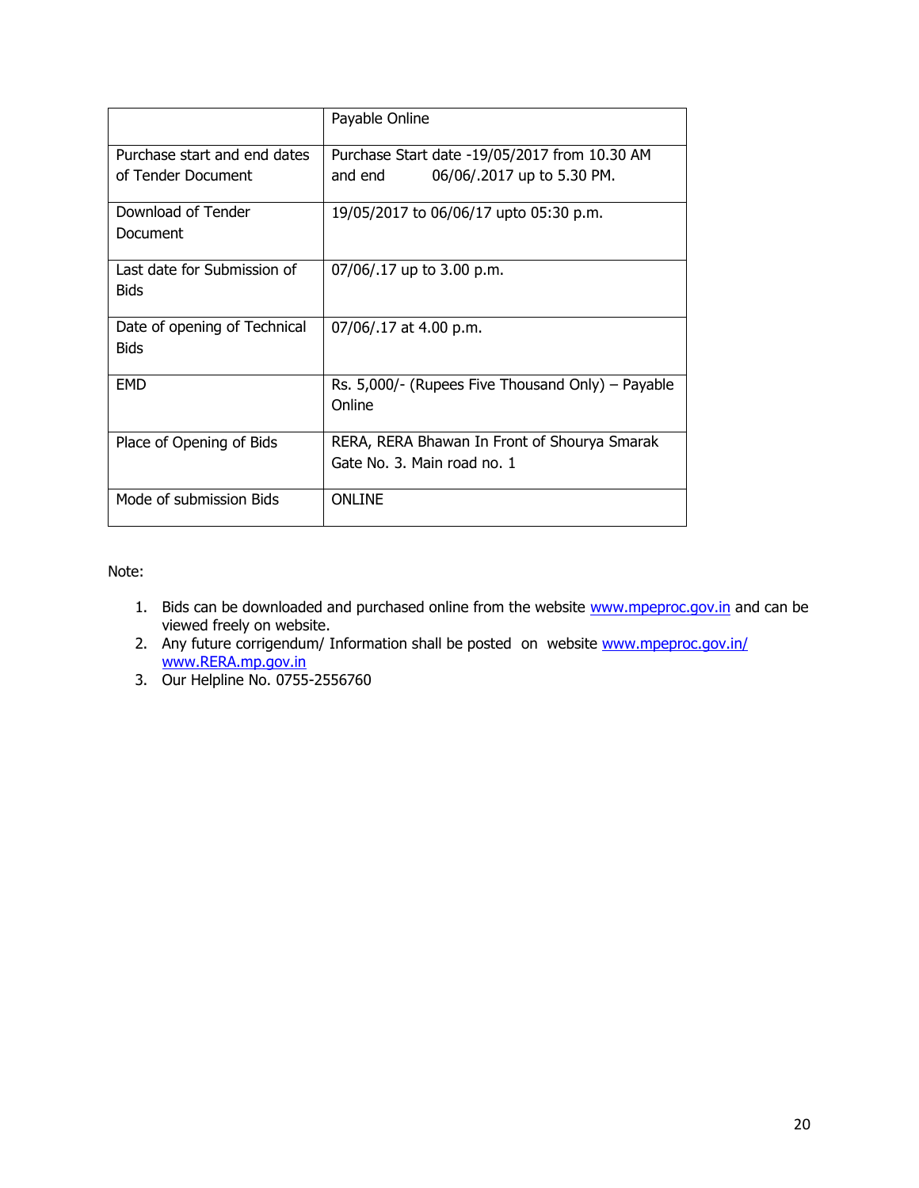| | |
|---|---|
| | Payable Online |
| Purchase start and end dates of Tender Document | Purchase Start date -19/05/2017 from 10.30 AM and end 06/06/.2017 up to 5.30 PM. |
| Download of Tender Document | 19/05/2017 to 06/06/17 upto 05:30 p.m. |
| Last date for Submission of Bids | 07/06/.17 up to 3.00 p.m. |
| Date of opening of Technical Bids | 07/06/.17 at 4.00 p.m. |
| EMD | Rs. 5,000/- (Rupees Five Thousand Only) – Payable Online |
| Place of Opening of Bids | RERA, RERA Bhawan In Front of Shourya Smarak Gate No. 3. Main road no. 1 |
| Mode of submission Bids | ONLINE |

Note:

1. Bids can be downloaded and purchased online from the website www.mpeproc.gov.in and can be viewed freely on website.
2. Any future corrigendum/ Information shall be posted on website www.mpeproc.gov.in/ www.RERA.mp.gov.in
3. Our Helpline No. 0755-2556760